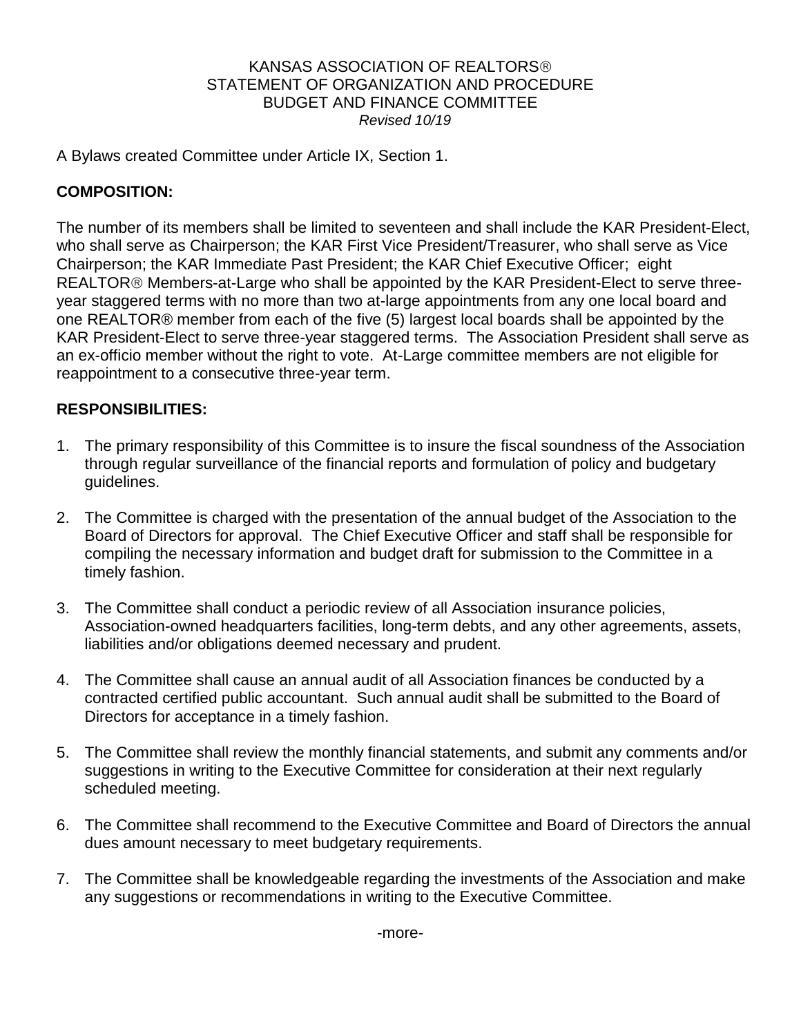KANSAS ASSOCIATION OF REALTORS®
STATEMENT OF ORGANIZATION AND PROCEDURE
BUDGET AND FINANCE COMMITTEE
*Revised 10/19*

A Bylaws created Committee under Article IX, Section 1.

**COMPOSITION:**

The number of its members shall be limited to seventeen and shall include the KAR President-Elect, who shall serve as Chairperson; the KAR First Vice President/Treasurer, who shall serve as Vice Chairperson; the KAR Immediate Past President; the KAR Chief Executive Officer; eight REALTOR® Members-at-Large who shall be appointed by the KAR President-Elect to serve three-year staggered terms with no more than two at-large appointments from any one local board and one REALTOR® member from each of the five (5) largest local boards shall be appointed by the KAR President-Elect to serve three-year staggered terms. The Association President shall serve as an ex-officio member without the right to vote. At-Large committee members are not eligible for reappointment to a consecutive three-year term.

**RESPONSIBILITIES:**

1. The primary responsibility of this Committee is to insure the fiscal soundness of the Association through regular surveillance of the financial reports and formulation of policy and budgetary guidelines.

2. The Committee is charged with the presentation of the annual budget of the Association to the Board of Directors for approval. The Chief Executive Officer and staff shall be responsible for compiling the necessary information and budget draft for submission to the Committee in a timely fashion.

3. The Committee shall conduct a periodic review of all Association insurance policies, Association-owned headquarters facilities, long-term debts, and any other agreements, assets, liabilities and/or obligations deemed necessary and prudent.

4. The Committee shall cause an annual audit of all Association finances be conducted by a contracted certified public accountant. Such annual audit shall be submitted to the Board of Directors for acceptance in a timely fashion.

5. The Committee shall review the monthly financial statements, and submit any comments and/or suggestions in writing to the Executive Committee for consideration at their next regularly scheduled meeting.

6. The Committee shall recommend to the Executive Committee and Board of Directors the annual dues amount necessary to meet budgetary requirements.

7. The Committee shall be knowledgeable regarding the investments of the Association and make any suggestions or recommendations in writing to the Executive Committee.

-more-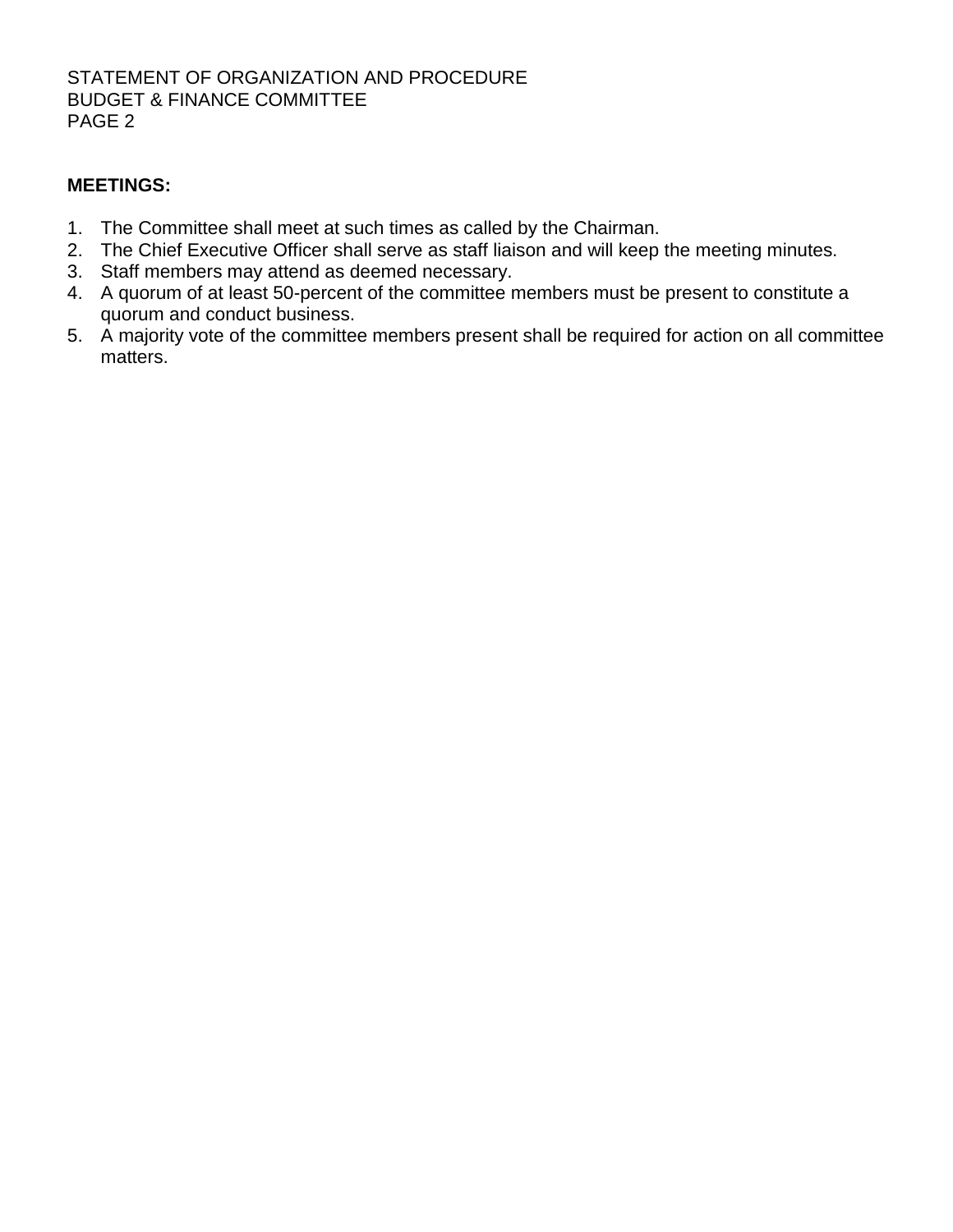**MEETINGS:**

1. The Committee shall meet at such times as called by the Chairman.
2. The Chief Executive Officer shall serve as staff liaison and will keep the meeting minutes.
3. Staff members may attend as deemed necessary.
4. A quorum of at least 50-percent of the committee members must be present to constitute a quorum and conduct business.
5. A majority vote of the committee members present shall be required for action on all committee matters.